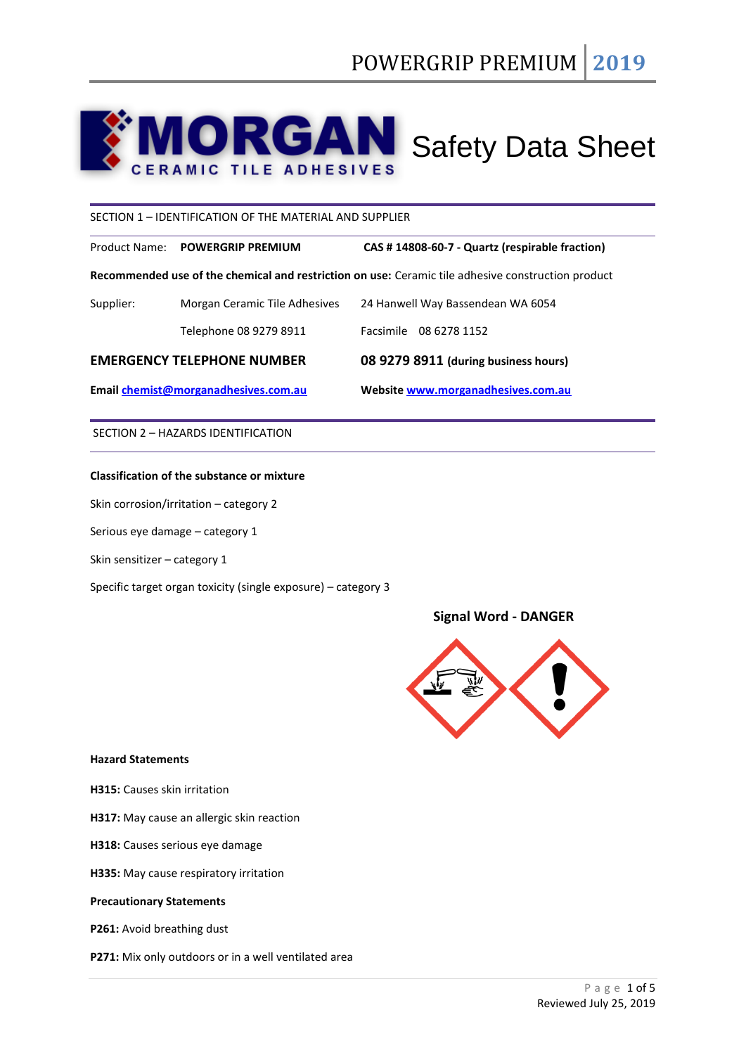# Safety Data Sheet

**MORGAN** CERAMIC TILE ADHESIVES

## SECTION 1 – IDENTIFICATION OF THE MATERIAL AND SUPPLIER

Product Name: **POWERGRIP PREMIUM** **CAS # 14808-60-7 - Quartz (respirable fraction)**

**Recommended use of the chemical and restriction on use:** Ceramic tile adhesive construction product

| | | |
|---|---|---|
| Supplier: | Morgan Ceramic Tile Adhesives | 24 Hanwell Way Bassendean WA 6054 |
| | Telephone 08 9279 8911 | Facsimile 08 6278 1152 |

**EMERGENCY TELEPHONE NUMBER** **08 9279 8911 (during business hours)**

**Email** chemist@morganadhesives.com.au **Website** www.morganadhesives.com.au

## SECTION 2 – HAZARDS IDENTIFICATION

**Classification of the substance or mixture**

Skin corrosion/irritation – category 2

Serious eye damage – category 1

Skin sensitizer – category 1

Specific target organ toxicity (single exposure) – category 3

**Signal Word - DANGER**

**Hazard Statements**

**H315:** Causes skin irritation

**H317:** May cause an allergic skin reaction

**H318:** Causes serious eye damage

**H335:** May cause respiratory irritation

**Precautionary Statements**

**P261:** Avoid breathing dust

**P271:** Mix only outdoors or in a well ventilated area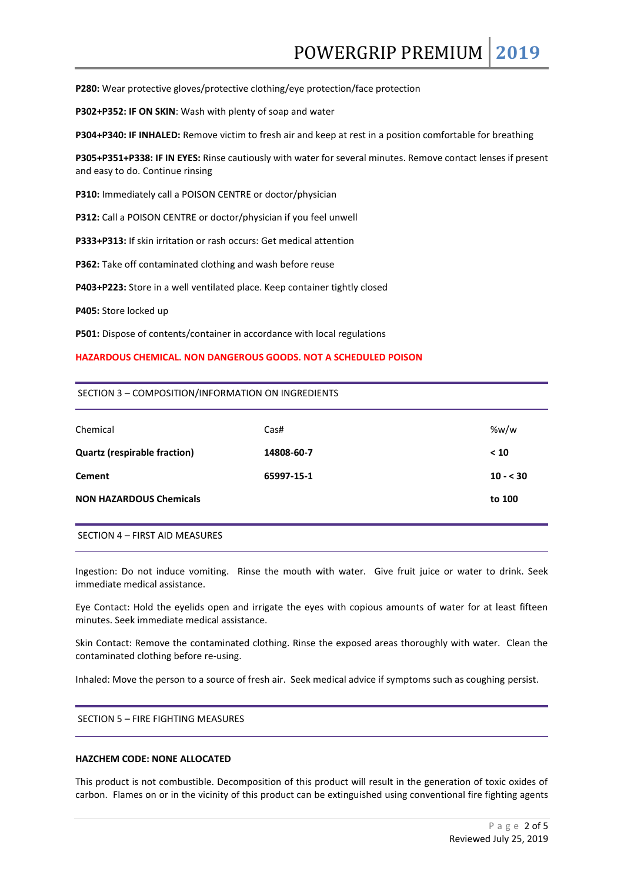**P280:** Wear protective gloves/protective clothing/eye protection/face protection

**P302+P352: IF ON SKIN**: Wash with plenty of soap and water

**P304+P340: IF INHALED:** Remove victim to fresh air and keep at rest in a position comfortable for breathing

**P305+P351+P338: IF IN EYES:** Rinse cautiously with water for several minutes. Remove contact lenses if present and easy to do. Continue rinsing

**P310:** Immediately call a POISON CENTRE or doctor/physician

**P312:** Call a POISON CENTRE or doctor/physician if you feel unwell

**P333+P313:** If skin irritation or rash occurs: Get medical attention

**P362:** Take off contaminated clothing and wash before reuse

**P403+P223:** Store in a well ventilated place. Keep container tightly closed

**P405:** Store locked up

**P501:** Dispose of contents/container in accordance with local regulations

**HAZARDOUS CHEMICAL. NON DANGEROUS GOODS. NOT A SCHEDULED POISON**

## SECTION 3 – COMPOSITION/INFORMATION ON INGREDIENTS

| Chemical | Cas# | %w/w |
|---|---|---|
| **Quartz (respirable fraction)** | **14808-60-7** | **< 10** |
| **Cement** | **65997-15-1** | **10 - < 30** |
| **NON HAZARDOUS Chemicals** | | **to 100** |

## SECTION 4 – FIRST AID MEASURES

Ingestion: Do not induce vomiting. Rinse the mouth with water. Give fruit juice or water to drink. Seek immediate medical assistance.

Eye Contact: Hold the eyelids open and irrigate the eyes with copious amounts of water for at least fifteen minutes. Seek immediate medical assistance.

Skin Contact: Remove the contaminated clothing. Rinse the exposed areas thoroughly with water. Clean the contaminated clothing before re-using.

Inhaled: Move the person to a source of fresh air. Seek medical advice if symptoms such as coughing persist.

## SECTION 5 – FIRE FIGHTING MEASURES

**HAZCHEM CODE: NONE ALLOCATED**

This product is not combustible. Decomposition of this product will result in the generation of toxic oxides of carbon. Flames on or in the vicinity of this product can be extinguished using conventional fire fighting agents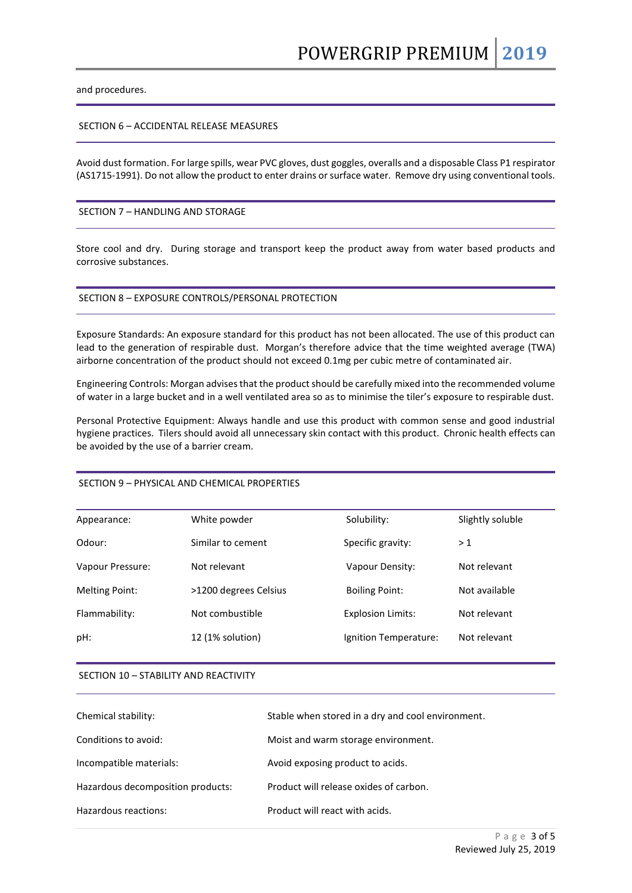and procedures.

## SECTION 6 – ACCIDENTAL RELEASE MEASURES

Avoid dust formation. For large spills, wear PVC gloves, dust goggles, overalls and a disposable Class P1 respirator (AS1715-1991). Do not allow the product to enter drains or surface water. Remove dry using conventional tools.

## SECTION 7 – HANDLING AND STORAGE

Store cool and dry. During storage and transport keep the product away from water based products and corrosive substances.

## SECTION 8 – EXPOSURE CONTROLS/PERSONAL PROTECTION

Exposure Standards: An exposure standard for this product has not been allocated. The use of this product can lead to the generation of respirable dust. Morgan's therefore advice that the time weighted average (TWA) airborne concentration of the product should not exceed 0.1mg per cubic metre of contaminated air.

Engineering Controls: Morgan advises that the product should be carefully mixed into the recommended volume of water in a large bucket and in a well ventilated area so as to minimise the tiler's exposure to respirable dust.

Personal Protective Equipment: Always handle and use this product with common sense and good industrial hygiene practices. Tilers should avoid all unnecessary skin contact with this product. Chronic health effects can be avoided by the use of a barrier cream.

## SECTION 9 – PHYSICAL AND CHEMICAL PROPERTIES

| | | | |
|---|---|---|---|
| Appearance: | White powder | Solubility: | Slightly soluble |
| Odour: | Similar to cement | Specific gravity: | > 1 |
| Vapour Pressure: | Not relevant | Vapour Density: | Not relevant |
| Melting Point: | >1200 degrees Celsius | Boiling Point: | Not available |
| Flammability: | Not combustible | Explosion Limits: | Not relevant |
| pH: | 12 (1% solution) | Ignition Temperature: | Not relevant |

## SECTION 10 – STABILITY AND REACTIVITY

| | |
|---|---|
| Chemical stability: | Stable when stored in a dry and cool environment. |
| Conditions to avoid: | Moist and warm storage environment. |
| Incompatible materials: | Avoid exposing product to acids. |
| Hazardous decomposition products: | Product will release oxides of carbon. |
| Hazardous reactions: | Product will react with acids. |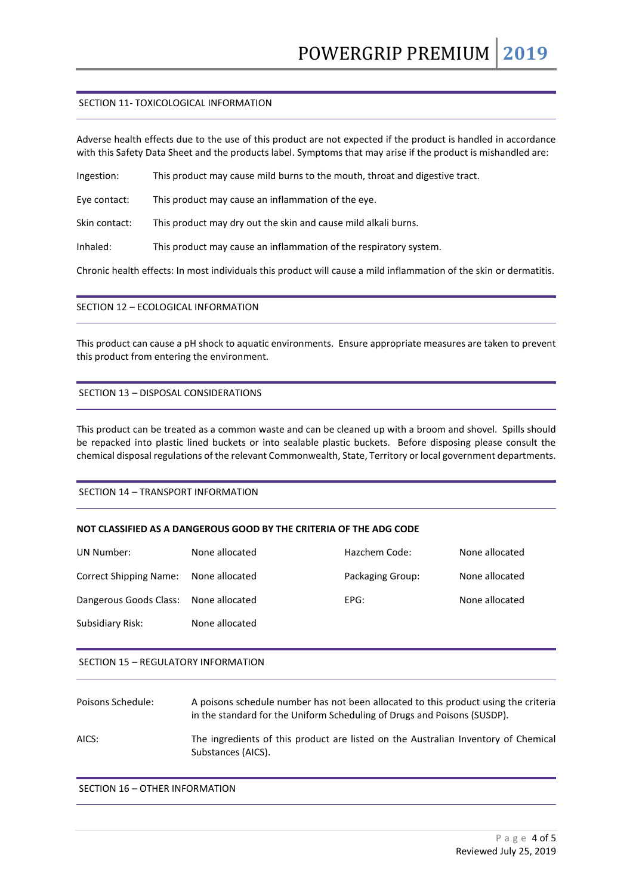## SECTION 11- TOXICOLOGICAL INFORMATION

Adverse health effects due to the use of this product are not expected if the product is handled in accordance with this Safety Data Sheet and the products label. Symptoms that may arise if the product is mishandled are:

Ingestion: This product may cause mild burns to the mouth, throat and digestive tract.

Eye contact: This product may cause an inflammation of the eye.

Skin contact: This product may dry out the skin and cause mild alkali burns.

Inhaled: This product may cause an inflammation of the respiratory system.

Chronic health effects: In most individuals this product will cause a mild inflammation of the skin or dermatitis.

## SECTION 12 – ECOLOGICAL INFORMATION

This product can cause a pH shock to aquatic environments. Ensure appropriate measures are taken to prevent this product from entering the environment.

## SECTION 13 – DISPOSAL CONSIDERATIONS

This product can be treated as a common waste and can be cleaned up with a broom and shovel. Spills should be repacked into plastic lined buckets or into sealable plastic buckets. Before disposing please consult the chemical disposal regulations of the relevant Commonwealth, State, Territory or local government departments.

## SECTION 14 – TRANSPORT INFORMATION

**NOT CLASSIFIED AS A DANGEROUS GOOD BY THE CRITERIA OF THE ADG CODE**

| | | | |
|---|---|---|---|
| UN Number: | None allocated | Hazchem Code: | None allocated |
| Correct Shipping Name: | None allocated | Packaging Group: | None allocated |
| Dangerous Goods Class: | None allocated | EPG: | None allocated |
| Subsidiary Risk: | None allocated | | |

## SECTION 15 – REGULATORY INFORMATION

Poisons Schedule: A poisons schedule number has not been allocated to this product using the criteria in the standard for the Uniform Scheduling of Drugs and Poisons (SUSDP).

AICS: The ingredients of this product are listed on the Australian Inventory of Chemical Substances (AICS).

## SECTION 16 – OTHER INFORMATION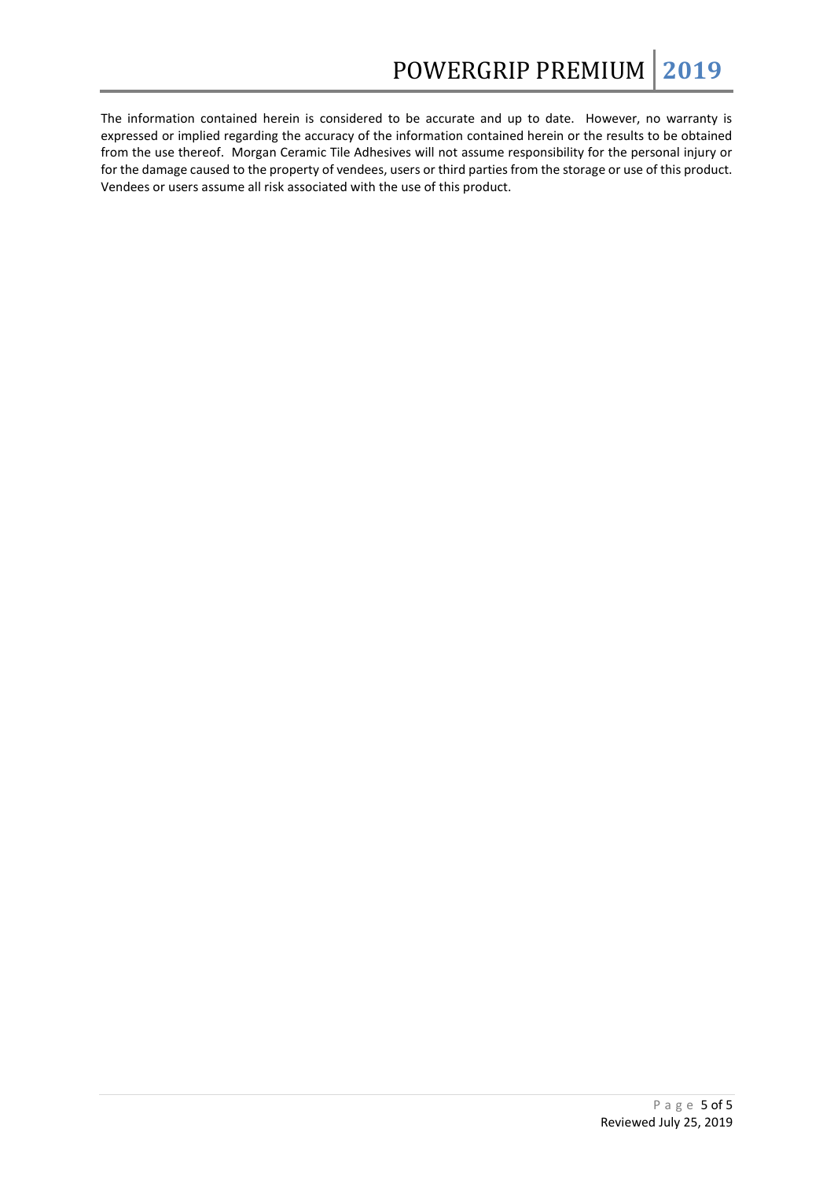The information contained herein is considered to be accurate and up to date. However, no warranty is expressed or implied regarding the accuracy of the information contained herein or the results to be obtained from the use thereof. Morgan Ceramic Tile Adhesives will not assume responsibility for the personal injury or for the damage caused to the property of vendees, users or third parties from the storage or use of this product. Vendees or users assume all risk associated with the use of this product.